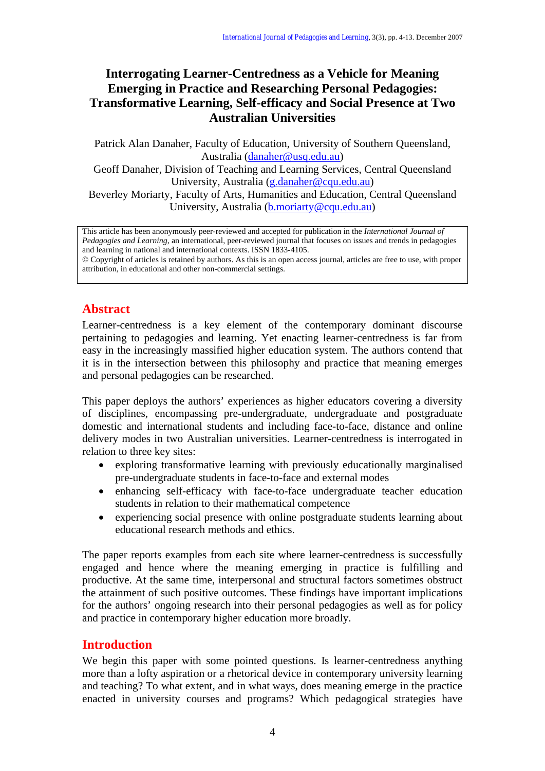# Interrogating Learner-Centredness as a Vehicle for Meaning Emerging in Practice and Researching Personal Pedagogies: Transformative Learning, Self-efficacy and Social Presence at Two Australian Universities

Patrick Alan Danaher, Faculty of Education, University of Southern Queensland, Australia (danaher@usq.edu.au)
Geoff Danaher, Division of Teaching and Learning Services, Central Queensland University, Australia (g.danaher@cqu.edu.au)
Beverley Moriarty, Faculty of Arts, Humanities and Education, Central Queensland University, Australia (b.moriarty@cqu.edu.au)

This article has been anonymously peer-reviewed and accepted for publication in the *International Journal of Pedagogies and Learning*, an international, peer-reviewed journal that focuses on issues and trends in pedagogies and learning in national and international contexts. ISSN 1833-4105.
© Copyright of articles is retained by authors. As this is an open access journal, articles are free to use, with proper attribution, in educational and other non-commercial settings.

## Abstract

Learner-centredness is a key element of the contemporary dominant discourse pertaining to pedagogies and learning. Yet enacting learner-centredness is far from easy in the increasingly massified higher education system. The authors contend that it is in the intersection between this philosophy and practice that meaning emerges and personal pedagogies can be researched.

This paper deploys the authors' experiences as higher educators covering a diversity of disciplines, encompassing pre-undergraduate, undergraduate and postgraduate domestic and international students and including face-to-face, distance and online delivery modes in two Australian universities. Learner-centredness is interrogated in relation to three key sites:

- exploring transformative learning with previously educationally marginalised pre-undergraduate students in face-to-face and external modes
- enhancing self-efficacy with face-to-face undergraduate teacher education students in relation to their mathematical competence
- experiencing social presence with online postgraduate students learning about educational research methods and ethics.

The paper reports examples from each site where learner-centredness is successfully engaged and hence where the meaning emerging in practice is fulfilling and productive. At the same time, interpersonal and structural factors sometimes obstruct the attainment of such positive outcomes. These findings have important implications for the authors' ongoing research into their personal pedagogies as well as for policy and practice in contemporary higher education more broadly.

## Introduction

We begin this paper with some pointed questions. Is learner-centredness anything more than a lofty aspiration or a rhetorical device in contemporary university learning and teaching? To what extent, and in what ways, does meaning emerge in the practice enacted in university courses and programs? Which pedagogical strategies have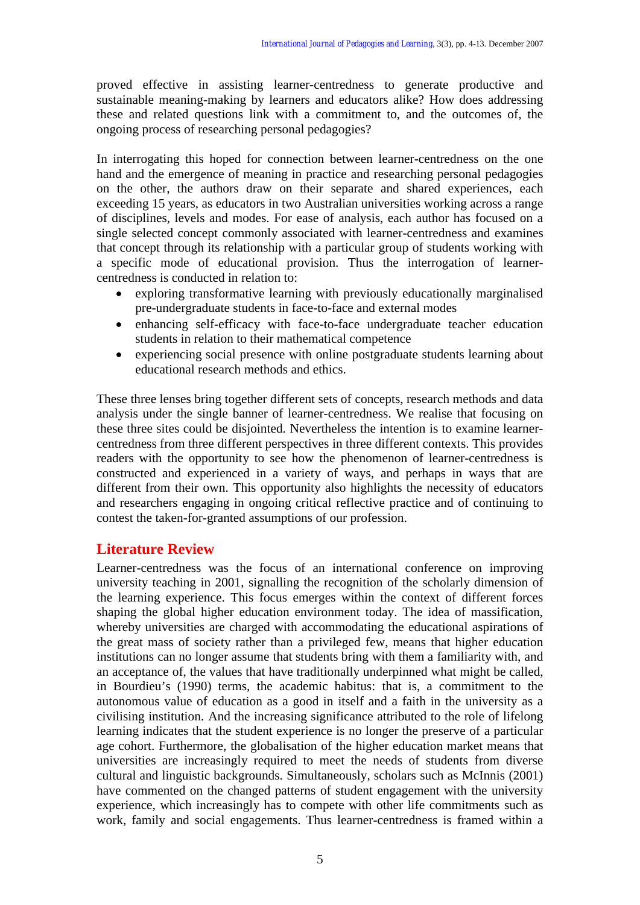proved effective in assisting learner-centredness to generate productive and sustainable meaning-making by learners and educators alike? How does addressing these and related questions link with a commitment to, and the outcomes of, the ongoing process of researching personal pedagogies?

In interrogating this hoped for connection between learner-centredness on the one hand and the emergence of meaning in practice and researching personal pedagogies on the other, the authors draw on their separate and shared experiences, each exceeding 15 years, as educators in two Australian universities working across a range of disciplines, levels and modes. For ease of analysis, each author has focused on a single selected concept commonly associated with learner-centredness and examines that concept through its relationship with a particular group of students working with a specific mode of educational provision. Thus the interrogation of learner-centredness is conducted in relation to:

- exploring transformative learning with previously educationally marginalised pre-undergraduate students in face-to-face and external modes
- enhancing self-efficacy with face-to-face undergraduate teacher education students in relation to their mathematical competence
- experiencing social presence with online postgraduate students learning about educational research methods and ethics.

These three lenses bring together different sets of concepts, research methods and data analysis under the single banner of learner-centredness. We realise that focusing on these three sites could be disjointed. Nevertheless the intention is to examine learner-centredness from three different perspectives in three different contexts. This provides readers with the opportunity to see how the phenomenon of learner-centredness is constructed and experienced in a variety of ways, and perhaps in ways that are different from their own. This opportunity also highlights the necessity of educators and researchers engaging in ongoing critical reflective practice and of continuing to contest the taken-for-granted assumptions of our profession.

## Literature Review

Learner-centredness was the focus of an international conference on improving university teaching in 2001, signalling the recognition of the scholarly dimension of the learning experience. This focus emerges within the context of different forces shaping the global higher education environment today. The idea of massification, whereby universities are charged with accommodating the educational aspirations of the great mass of society rather than a privileged few, means that higher education institutions can no longer assume that students bring with them a familiarity with, and an acceptance of, the values that have traditionally underpinned what might be called, in Bourdieu's (1990) terms, the academic habitus: that is, a commitment to the autonomous value of education as a good in itself and a faith in the university as a civilising institution. And the increasing significance attributed to the role of lifelong learning indicates that the student experience is no longer the preserve of a particular age cohort. Furthermore, the globalisation of the higher education market means that universities are increasingly required to meet the needs of students from diverse cultural and linguistic backgrounds. Simultaneously, scholars such as McInnis (2001) have commented on the changed patterns of student engagement with the university experience, which increasingly has to compete with other life commitments such as work, family and social engagements. Thus learner-centredness is framed within a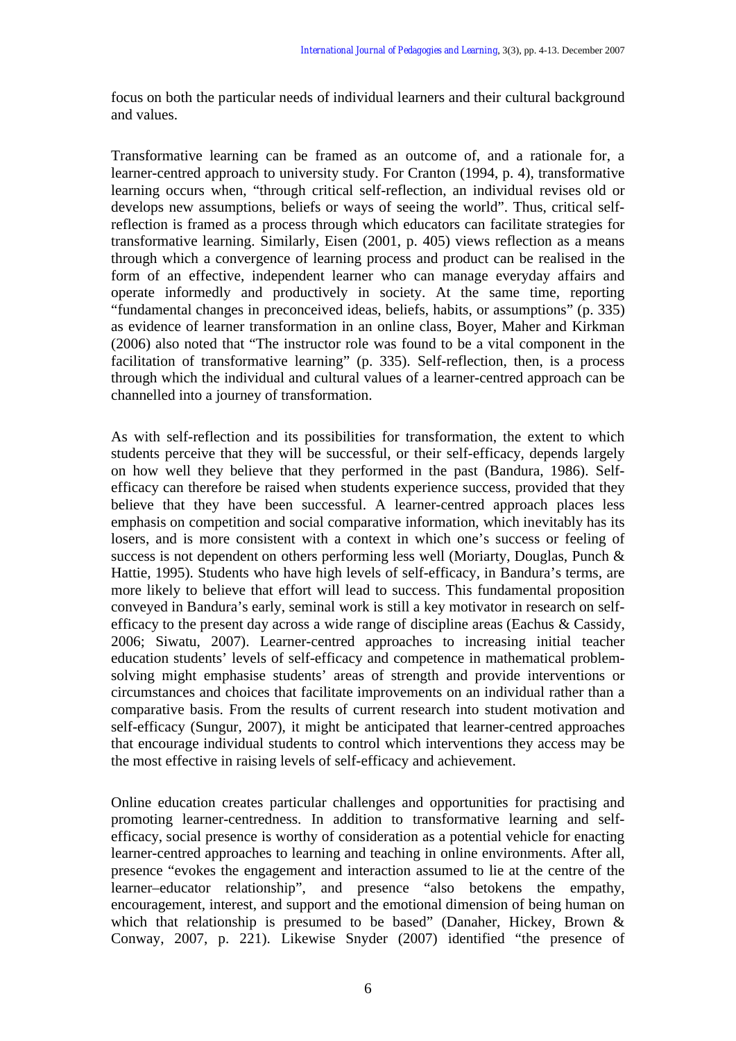focus on both the particular needs of individual learners and their cultural background and values.

Transformative learning can be framed as an outcome of, and a rationale for, a learner-centred approach to university study. For Cranton (1994, p. 4), transformative learning occurs when, "through critical self-reflection, an individual revises old or develops new assumptions, beliefs or ways of seeing the world". Thus, critical self-reflection is framed as a process through which educators can facilitate strategies for transformative learning. Similarly, Eisen (2001, p. 405) views reflection as a means through which a convergence of learning process and product can be realised in the form of an effective, independent learner who can manage everyday affairs and operate informedly and productively in society. At the same time, reporting "fundamental changes in preconceived ideas, beliefs, habits, or assumptions" (p. 335) as evidence of learner transformation in an online class, Boyer, Maher and Kirkman (2006) also noted that "The instructor role was found to be a vital component in the facilitation of transformative learning" (p. 335). Self-reflection, then, is a process through which the individual and cultural values of a learner-centred approach can be channelled into a journey of transformation.

As with self-reflection and its possibilities for transformation, the extent to which students perceive that they will be successful, or their self-efficacy, depends largely on how well they believe that they performed in the past (Bandura, 1986). Self-efficacy can therefore be raised when students experience success, provided that they believe that they have been successful. A learner-centred approach places less emphasis on competition and social comparative information, which inevitably has its losers, and is more consistent with a context in which one's success or feeling of success is not dependent on others performing less well (Moriarty, Douglas, Punch & Hattie, 1995). Students who have high levels of self-efficacy, in Bandura's terms, are more likely to believe that effort will lead to success. This fundamental proposition conveyed in Bandura's early, seminal work is still a key motivator in research on self-efficacy to the present day across a wide range of discipline areas (Eachus & Cassidy, 2006; Siwatu, 2007). Learner-centred approaches to increasing initial teacher education students' levels of self-efficacy and competence in mathematical problem-solving might emphasise students' areas of strength and provide interventions or circumstances and choices that facilitate improvements on an individual rather than a comparative basis. From the results of current research into student motivation and self-efficacy (Sungur, 2007), it might be anticipated that learner-centred approaches that encourage individual students to control which interventions they access may be the most effective in raising levels of self-efficacy and achievement.

Online education creates particular challenges and opportunities for practising and promoting learner-centredness. In addition to transformative learning and self-efficacy, social presence is worthy of consideration as a potential vehicle for enacting learner-centred approaches to learning and teaching in online environments. After all, presence "evokes the engagement and interaction assumed to lie at the centre of the learner–educator relationship", and presence "also betokens the empathy, encouragement, interest, and support and the emotional dimension of being human on which that relationship is presumed to be based" (Danaher, Hickey, Brown & Conway, 2007, p. 221). Likewise Snyder (2007) identified "the presence of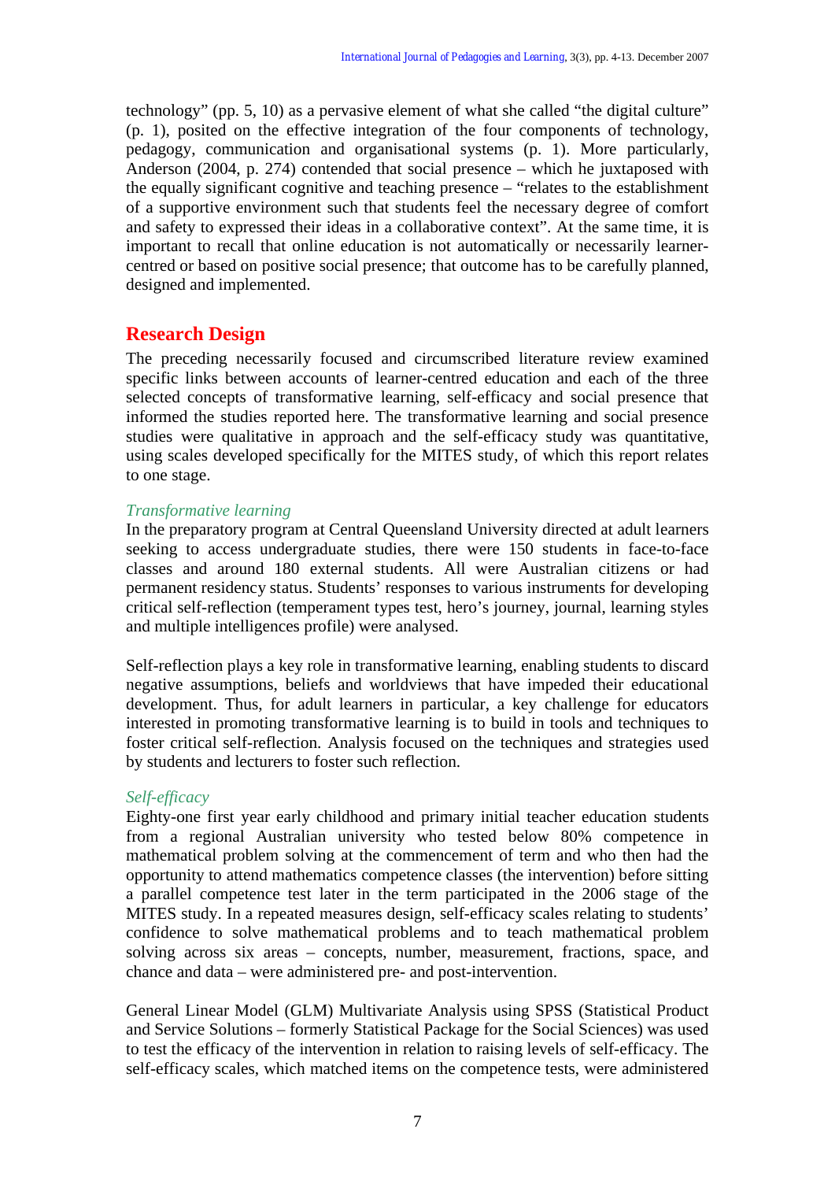technology" (pp. 5, 10) as a pervasive element of what she called "the digital culture" (p. 1), posited on the effective integration of the four components of technology, pedagogy, communication and organisational systems (p. 1). More particularly, Anderson (2004, p. 274) contended that social presence – which he juxtaposed with the equally significant cognitive and teaching presence – "relates to the establishment of a supportive environment such that students feel the necessary degree of comfort and safety to expressed their ideas in a collaborative context". At the same time, it is important to recall that online education is not automatically or necessarily learner-centred or based on positive social presence; that outcome has to be carefully planned, designed and implemented.

## Research Design

The preceding necessarily focused and circumscribed literature review examined specific links between accounts of learner-centred education and each of the three selected concepts of transformative learning, self-efficacy and social presence that informed the studies reported here. The transformative learning and social presence studies were qualitative in approach and the self-efficacy study was quantitative, using scales developed specifically for the MITES study, of which this report relates to one stage.

### *Transformative learning*

In the preparatory program at Central Queensland University directed at adult learners seeking to access undergraduate studies, there were 150 students in face-to-face classes and around 180 external students. All were Australian citizens or had permanent residency status. Students' responses to various instruments for developing critical self-reflection (temperament types test, hero's journey, journal, learning styles and multiple intelligences profile) were analysed.

Self-reflection plays a key role in transformative learning, enabling students to discard negative assumptions, beliefs and worldviews that have impeded their educational development. Thus, for adult learners in particular, a key challenge for educators interested in promoting transformative learning is to build in tools and techniques to foster critical self-reflection. Analysis focused on the techniques and strategies used by students and lecturers to foster such reflection.

### *Self-efficacy*

Eighty-one first year early childhood and primary initial teacher education students from a regional Australian university who tested below 80% competence in mathematical problem solving at the commencement of term and who then had the opportunity to attend mathematics competence classes (the intervention) before sitting a parallel competence test later in the term participated in the 2006 stage of the MITES study. In a repeated measures design, self-efficacy scales relating to students' confidence to solve mathematical problems and to teach mathematical problem solving across six areas – concepts, number, measurement, fractions, space, and chance and data – were administered pre- and post-intervention.

General Linear Model (GLM) Multivariate Analysis using SPSS (Statistical Product and Service Solutions – formerly Statistical Package for the Social Sciences) was used to test the efficacy of the intervention in relation to raising levels of self-efficacy. The self-efficacy scales, which matched items on the competence tests, were administered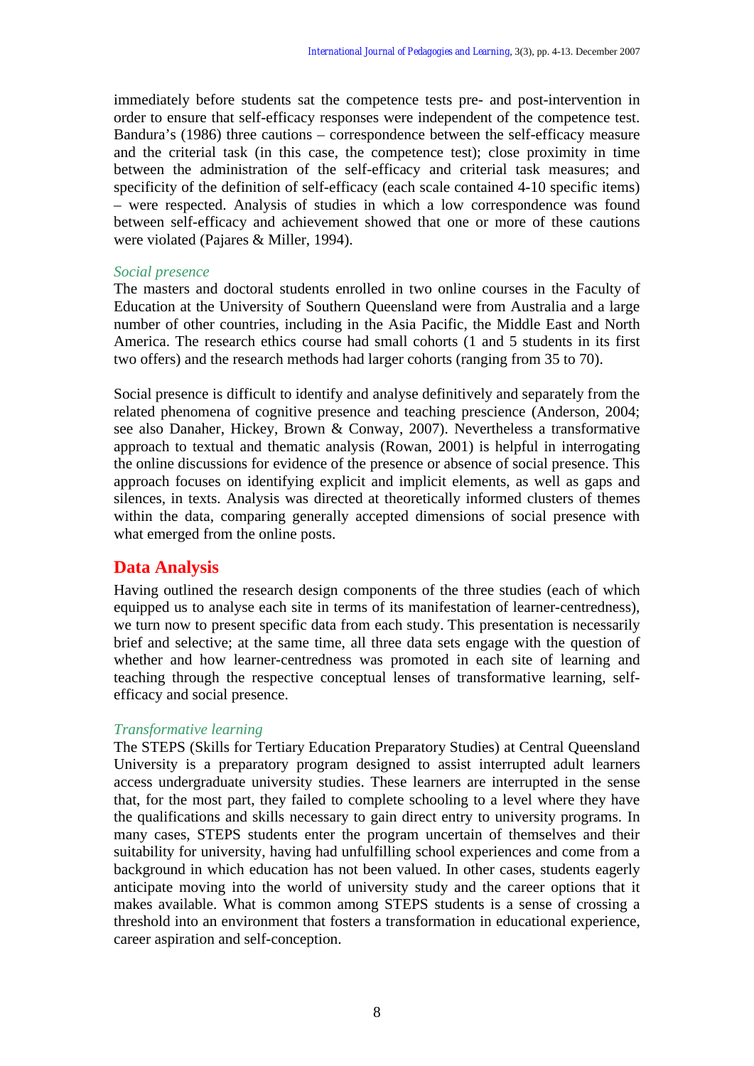immediately before students sat the competence tests pre- and post-intervention in order to ensure that self-efficacy responses were independent of the competence test. Bandura's (1986) three cautions – correspondence between the self-efficacy measure and the criterial task (in this case, the competence test); close proximity in time between the administration of the self-efficacy and criterial task measures; and specificity of the definition of self-efficacy (each scale contained 4-10 specific items) – were respected. Analysis of studies in which a low correspondence was found between self-efficacy and achievement showed that one or more of these cautions were violated (Pajares & Miller, 1994).

### *Social presence*

The masters and doctoral students enrolled in two online courses in the Faculty of Education at the University of Southern Queensland were from Australia and a large number of other countries, including in the Asia Pacific, the Middle East and North America. The research ethics course had small cohorts (1 and 5 students in its first two offers) and the research methods had larger cohorts (ranging from 35 to 70).

Social presence is difficult to identify and analyse definitively and separately from the related phenomena of cognitive presence and teaching prescience (Anderson, 2004; see also Danaher, Hickey, Brown & Conway, 2007). Nevertheless a transformative approach to textual and thematic analysis (Rowan, 2001) is helpful in interrogating the online discussions for evidence of the presence or absence of social presence. This approach focuses on identifying explicit and implicit elements, as well as gaps and silences, in texts. Analysis was directed at theoretically informed clusters of themes within the data, comparing generally accepted dimensions of social presence with what emerged from the online posts.

## Data Analysis

Having outlined the research design components of the three studies (each of which equipped us to analyse each site in terms of its manifestation of learner-centredness), we turn now to present specific data from each study. This presentation is necessarily brief and selective; at the same time, all three data sets engage with the question of whether and how learner-centredness was promoted in each site of learning and teaching through the respective conceptual lenses of transformative learning, self-efficacy and social presence.

### *Transformative learning*

The STEPS (Skills for Tertiary Education Preparatory Studies) at Central Queensland University is a preparatory program designed to assist interrupted adult learners access undergraduate university studies. These learners are interrupted in the sense that, for the most part, they failed to complete schooling to a level where they have the qualifications and skills necessary to gain direct entry to university programs. In many cases, STEPS students enter the program uncertain of themselves and their suitability for university, having had unfulfilling school experiences and come from a background in which education has not been valued. In other cases, students eagerly anticipate moving into the world of university study and the career options that it makes available. What is common among STEPS students is a sense of crossing a threshold into an environment that fosters a transformation in educational experience, career aspiration and self-conception.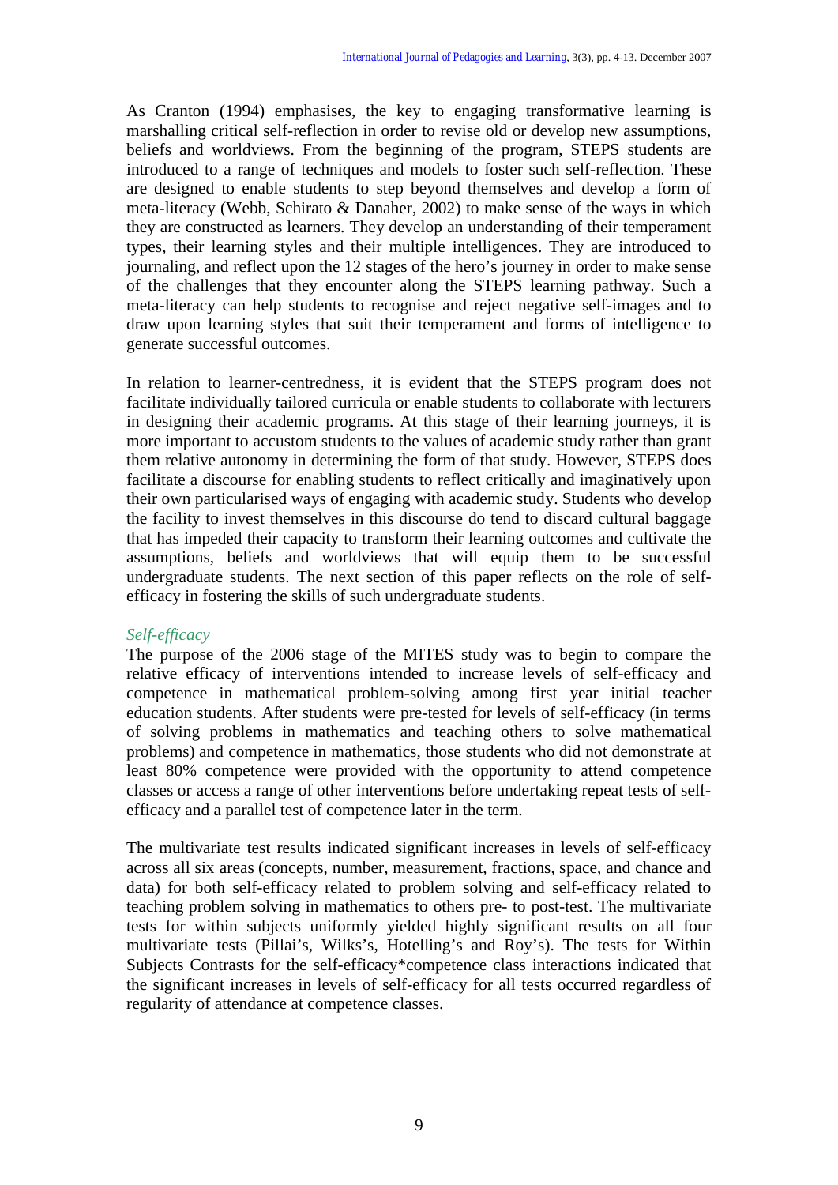As Cranton (1994) emphasises, the key to engaging transformative learning is marshalling critical self-reflection in order to revise old or develop new assumptions, beliefs and worldviews. From the beginning of the program, STEPS students are introduced to a range of techniques and models to foster such self-reflection. These are designed to enable students to step beyond themselves and develop a form of meta-literacy (Webb, Schirato & Danaher, 2002) to make sense of the ways in which they are constructed as learners. They develop an understanding of their temperament types, their learning styles and their multiple intelligences. They are introduced to journaling, and reflect upon the 12 stages of the hero's journey in order to make sense of the challenges that they encounter along the STEPS learning pathway. Such a meta-literacy can help students to recognise and reject negative self-images and to draw upon learning styles that suit their temperament and forms of intelligence to generate successful outcomes.

In relation to learner-centredness, it is evident that the STEPS program does not facilitate individually tailored curricula or enable students to collaborate with lecturers in designing their academic programs. At this stage of their learning journeys, it is more important to accustom students to the values of academic study rather than grant them relative autonomy in determining the form of that study. However, STEPS does facilitate a discourse for enabling students to reflect critically and imaginatively upon their own particularised ways of engaging with academic study. Students who develop the facility to invest themselves in this discourse do tend to discard cultural baggage that has impeded their capacity to transform their learning outcomes and cultivate the assumptions, beliefs and worldviews that will equip them to be successful undergraduate students. The next section of this paper reflects on the role of self-efficacy in fostering the skills of such undergraduate students.

### *Self-efficacy*

The purpose of the 2006 stage of the MITES study was to begin to compare the relative efficacy of interventions intended to increase levels of self-efficacy and competence in mathematical problem-solving among first year initial teacher education students. After students were pre-tested for levels of self-efficacy (in terms of solving problems in mathematics and teaching others to solve mathematical problems) and competence in mathematics, those students who did not demonstrate at least 80% competence were provided with the opportunity to attend competence classes or access a range of other interventions before undertaking repeat tests of self-efficacy and a parallel test of competence later in the term.

The multivariate test results indicated significant increases in levels of self-efficacy across all six areas (concepts, number, measurement, fractions, space, and chance and data) for both self-efficacy related to problem solving and self-efficacy related to teaching problem solving in mathematics to others pre- to post-test. The multivariate tests for within subjects uniformly yielded highly significant results on all four multivariate tests (Pillai's, Wilks's, Hotelling's and Roy's). The tests for Within Subjects Contrasts for the self-efficacy*competence class interactions indicated that the significant increases in levels of self-efficacy for all tests occurred regardless of regularity of attendance at competence classes.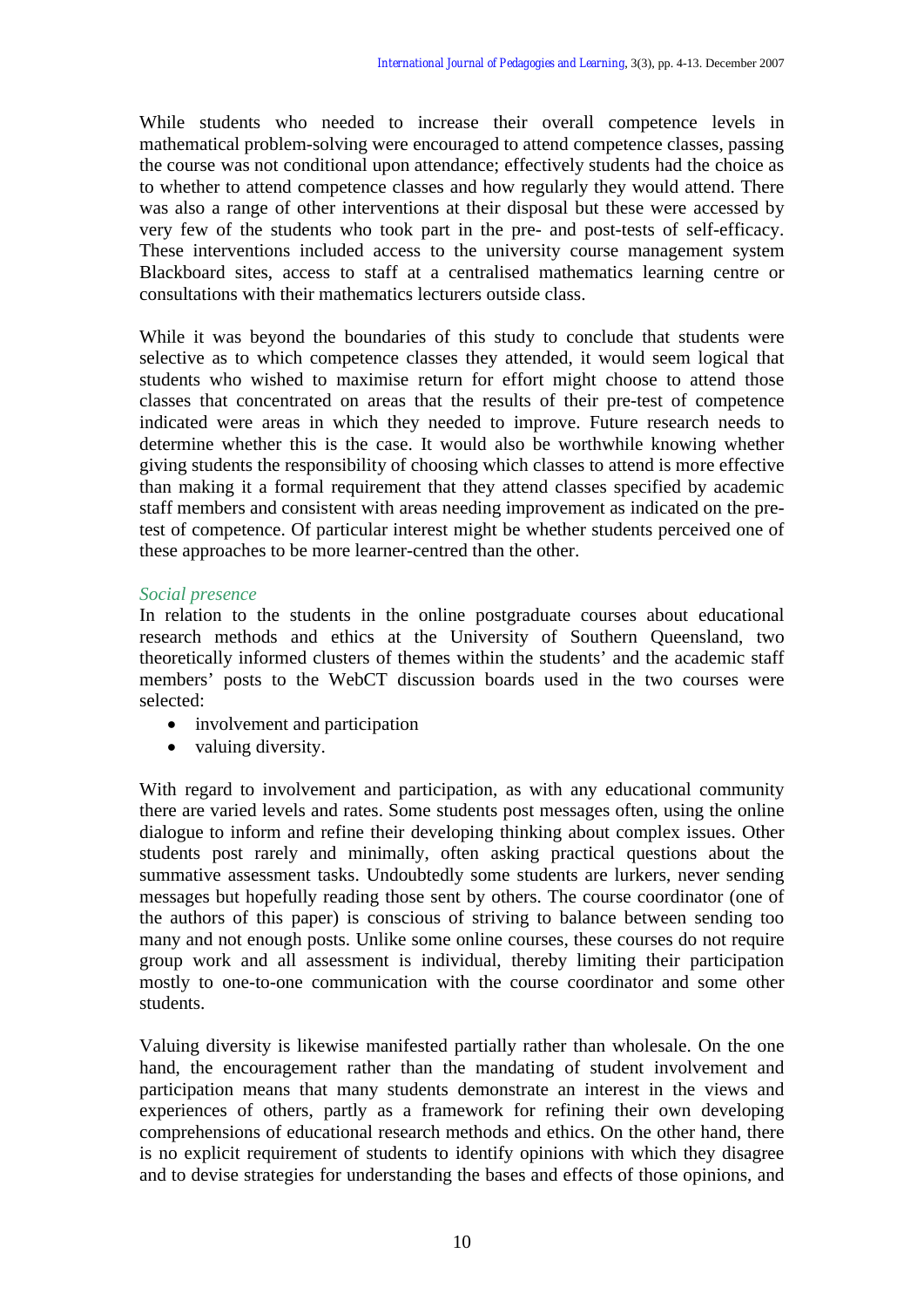While students who needed to increase their overall competence levels in mathematical problem-solving were encouraged to attend competence classes, passing the course was not conditional upon attendance; effectively students had the choice as to whether to attend competence classes and how regularly they would attend. There was also a range of other interventions at their disposal but these were accessed by very few of the students who took part in the pre- and post-tests of self-efficacy. These interventions included access to the university course management system Blackboard sites, access to staff at a centralised mathematics learning centre or consultations with their mathematics lecturers outside class.

While it was beyond the boundaries of this study to conclude that students were selective as to which competence classes they attended, it would seem logical that students who wished to maximise return for effort might choose to attend those classes that concentrated on areas that the results of their pre-test of competence indicated were areas in which they needed to improve. Future research needs to determine whether this is the case. It would also be worthwhile knowing whether giving students the responsibility of choosing which classes to attend is more effective than making it a formal requirement that they attend classes specified by academic staff members and consistent with areas needing improvement as indicated on the pre-test of competence. Of particular interest might be whether students perceived one of these approaches to be more learner-centred than the other.

*Social presence*

In relation to the students in the online postgraduate courses about educational research methods and ethics at the University of Southern Queensland, two theoretically informed clusters of themes within the students' and the academic staff members' posts to the WebCT discussion boards used in the two courses were selected:

- involvement and participation
- valuing diversity.

With regard to involvement and participation, as with any educational community there are varied levels and rates. Some students post messages often, using the online dialogue to inform and refine their developing thinking about complex issues. Other students post rarely and minimally, often asking practical questions about the summative assessment tasks. Undoubtedly some students are lurkers, never sending messages but hopefully reading those sent by others. The course coordinator (one of the authors of this paper) is conscious of striving to balance between sending too many and not enough posts. Unlike some online courses, these courses do not require group work and all assessment is individual, thereby limiting their participation mostly to one-to-one communication with the course coordinator and some other students.

Valuing diversity is likewise manifested partially rather than wholesale. On the one hand, the encouragement rather than the mandating of student involvement and participation means that many students demonstrate an interest in the views and experiences of others, partly as a framework for refining their own developing comprehensions of educational research methods and ethics. On the other hand, there is no explicit requirement of students to identify opinions with which they disagree and to devise strategies for understanding the bases and effects of those opinions, and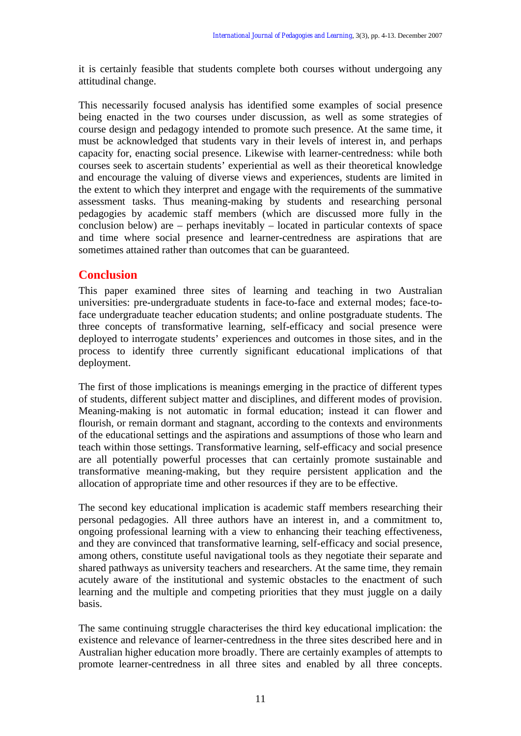it is certainly feasible that students complete both courses without undergoing any attitudinal change.

This necessarily focused analysis has identified some examples of social presence being enacted in the two courses under discussion, as well as some strategies of course design and pedagogy intended to promote such presence. At the same time, it must be acknowledged that students vary in their levels of interest in, and perhaps capacity for, enacting social presence. Likewise with learner-centredness: while both courses seek to ascertain students' experiential as well as their theoretical knowledge and encourage the valuing of diverse views and experiences, students are limited in the extent to which they interpret and engage with the requirements of the summative assessment tasks. Thus meaning-making by students and researching personal pedagogies by academic staff members (which are discussed more fully in the conclusion below) are – perhaps inevitably – located in particular contexts of space and time where social presence and learner-centredness are aspirations that are sometimes attained rather than outcomes that can be guaranteed.

## Conclusion

This paper examined three sites of learning and teaching in two Australian universities: pre-undergraduate students in face-to-face and external modes; face-to-face undergraduate teacher education students; and online postgraduate students. The three concepts of transformative learning, self-efficacy and social presence were deployed to interrogate students' experiences and outcomes in those sites, and in the process to identify three currently significant educational implications of that deployment.

The first of those implications is meanings emerging in the practice of different types of students, different subject matter and disciplines, and different modes of provision. Meaning-making is not automatic in formal education; instead it can flower and flourish, or remain dormant and stagnant, according to the contexts and environments of the educational settings and the aspirations and assumptions of those who learn and teach within those settings. Transformative learning, self-efficacy and social presence are all potentially powerful processes that can certainly promote sustainable and transformative meaning-making, but they require persistent application and the allocation of appropriate time and other resources if they are to be effective.

The second key educational implication is academic staff members researching their personal pedagogies. All three authors have an interest in, and a commitment to, ongoing professional learning with a view to enhancing their teaching effectiveness, and they are convinced that transformative learning, self-efficacy and social presence, among others, constitute useful navigational tools as they negotiate their separate and shared pathways as university teachers and researchers. At the same time, they remain acutely aware of the institutional and systemic obstacles to the enactment of such learning and the multiple and competing priorities that they must juggle on a daily basis.

The same continuing struggle characterises the third key educational implication: the existence and relevance of learner-centredness in the three sites described here and in Australian higher education more broadly. There are certainly examples of attempts to promote learner-centredness in all three sites and enabled by all three concepts.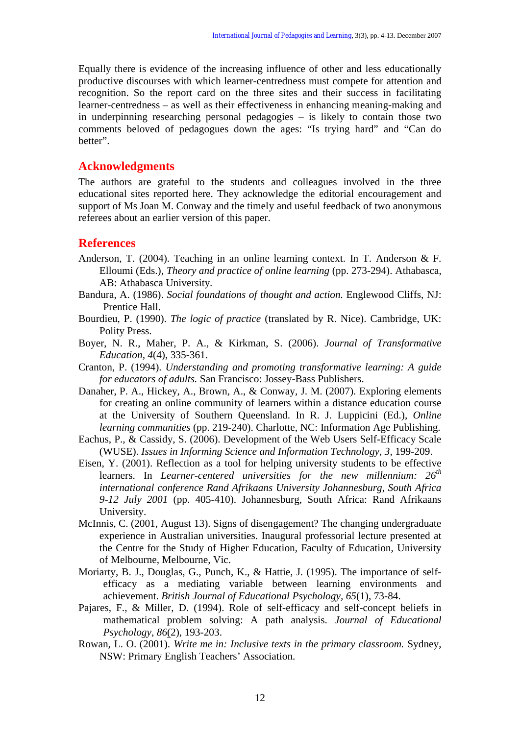Equally there is evidence of the increasing influence of other and less educationally productive discourses with which learner-centredness must compete for attention and recognition. So the report card on the three sites and their success in facilitating learner-centredness – as well as their effectiveness in enhancing meaning-making and in underpinning researching personal pedagogies – is likely to contain those two comments beloved of pedagogues down the ages: "Is trying hard" and "Can do better".

## Acknowledgments

The authors are grateful to the students and colleagues involved in the three educational sites reported here. They acknowledge the editorial encouragement and support of Ms Joan M. Conway and the timely and useful feedback of two anonymous referees about an earlier version of this paper.

## References

Anderson, T. (2004). Teaching in an online learning context. In T. Anderson & F. Elloumi (Eds.), *Theory and practice of online learning* (pp. 273-294). Athabasca, AB: Athabasca University.

Bandura, A. (1986). *Social foundations of thought and action.* Englewood Cliffs, NJ: Prentice Hall.

Bourdieu, P. (1990). *The logic of practice* (translated by R. Nice). Cambridge, UK: Polity Press.

Boyer, N. R., Maher, P. A., & Kirkman, S. (2006). *Journal of Transformative Education*, *4*(4), 335-361.

Cranton, P. (1994). *Understanding and promoting transformative learning: A guide for educators of adults.* San Francisco: Jossey-Bass Publishers.

Danaher, P. A., Hickey, A., Brown, A., & Conway, J. M. (2007). Exploring elements for creating an online community of learners within a distance education course at the University of Southern Queensland. In R. J. Luppicini (Ed.), *Online learning communities* (pp. 219-240). Charlotte, NC: Information Age Publishing.

Eachus, P., & Cassidy, S. (2006). Development of the Web Users Self-Efficacy Scale (WUSE). *Issues in Informing Science and Information Technology, 3,* 199-209.

Eisen, Y. (2001). Reflection as a tool for helping university students to be effective learners. In *Learner-centered universities for the new millennium: 26th international conference Rand Afrikaans University Johannesburg, South Africa 9-12 July 2001* (pp. 405-410). Johannesburg, South Africa: Rand Afrikaans University.

McInnis, C. (2001, August 13). Signs of disengagement? The changing undergraduate experience in Australian universities. Inaugural professorial lecture presented at the Centre for the Study of Higher Education, Faculty of Education, University of Melbourne, Melbourne, Vic.

Moriarty, B. J., Douglas, G., Punch, K., & Hattie, J. (1995). The importance of self-efficacy as a mediating variable between learning environments and achievement. *British Journal of Educational Psychology*, *65*(1), 73-84.

Pajares, F., & Miller, D. (1994). Role of self-efficacy and self-concept beliefs in mathematical problem solving: A path analysis. *Journal of Educational Psychology, 86*(2), 193-203.

Rowan, L. O. (2001). *Write me in: Inclusive texts in the primary classroom.* Sydney, NSW: Primary English Teachers' Association.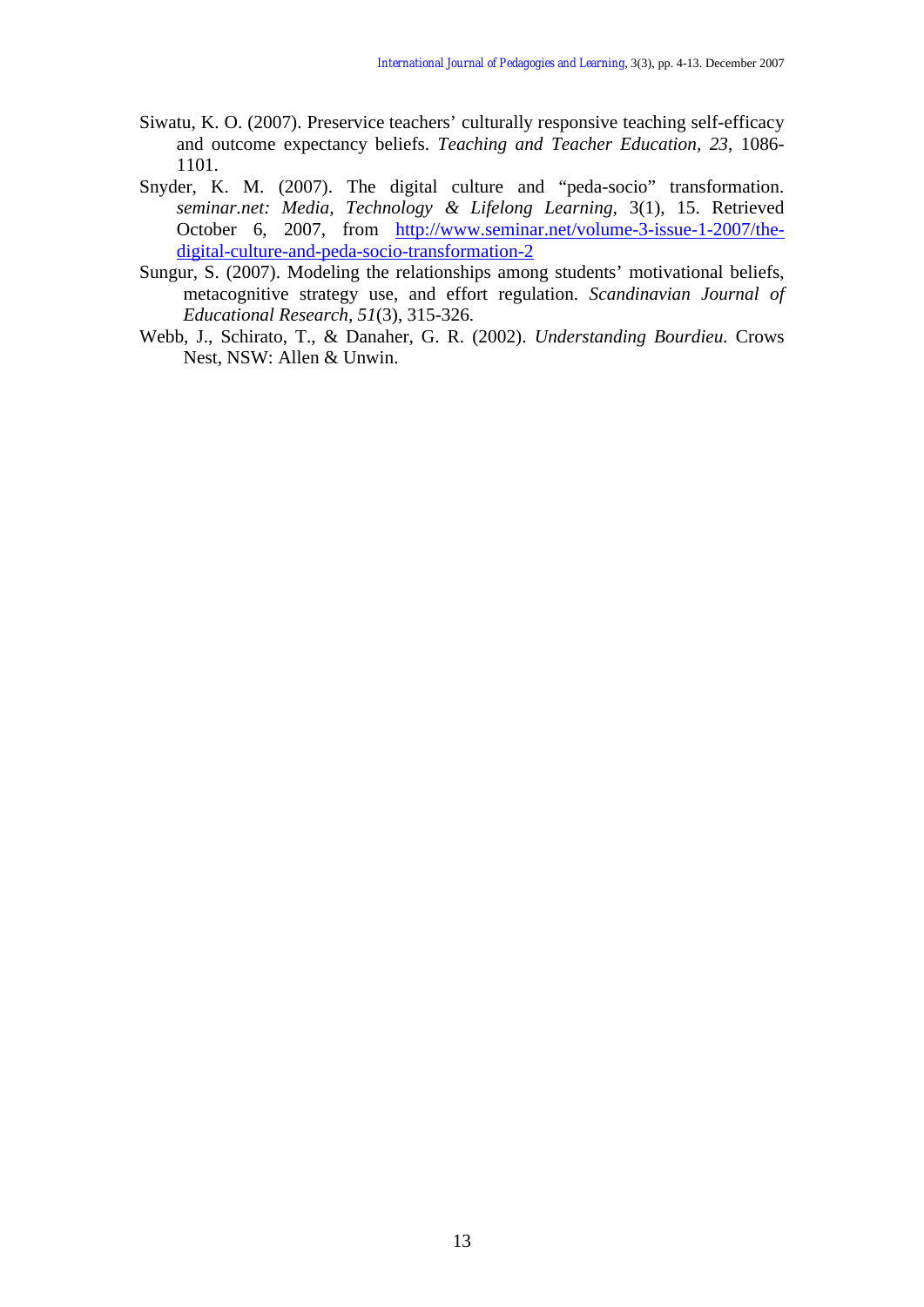Siwatu, K. O. (2007). Preservice teachers' culturally responsive teaching self-efficacy and outcome expectancy beliefs. *Teaching and Teacher Education*, *23*, 1086-1101.

Snyder, K. M. (2007). The digital culture and "peda-socio" transformation. *seminar.net: Media, Technology & Lifelong Learning*, 3(1), 15. Retrieved October 6, 2007, from http://www.seminar.net/volume-3-issue-1-2007/the-digital-culture-and-peda-socio-transformation-2

Sungur, S. (2007). Modeling the relationships among students' motivational beliefs, metacognitive strategy use, and effort regulation. *Scandinavian Journal of Educational Research*, *51*(3), 315-326.

Webb, J., Schirato, T., & Danaher, G. R. (2002). *Understanding Bourdieu.* Crows Nest, NSW: Allen & Unwin.